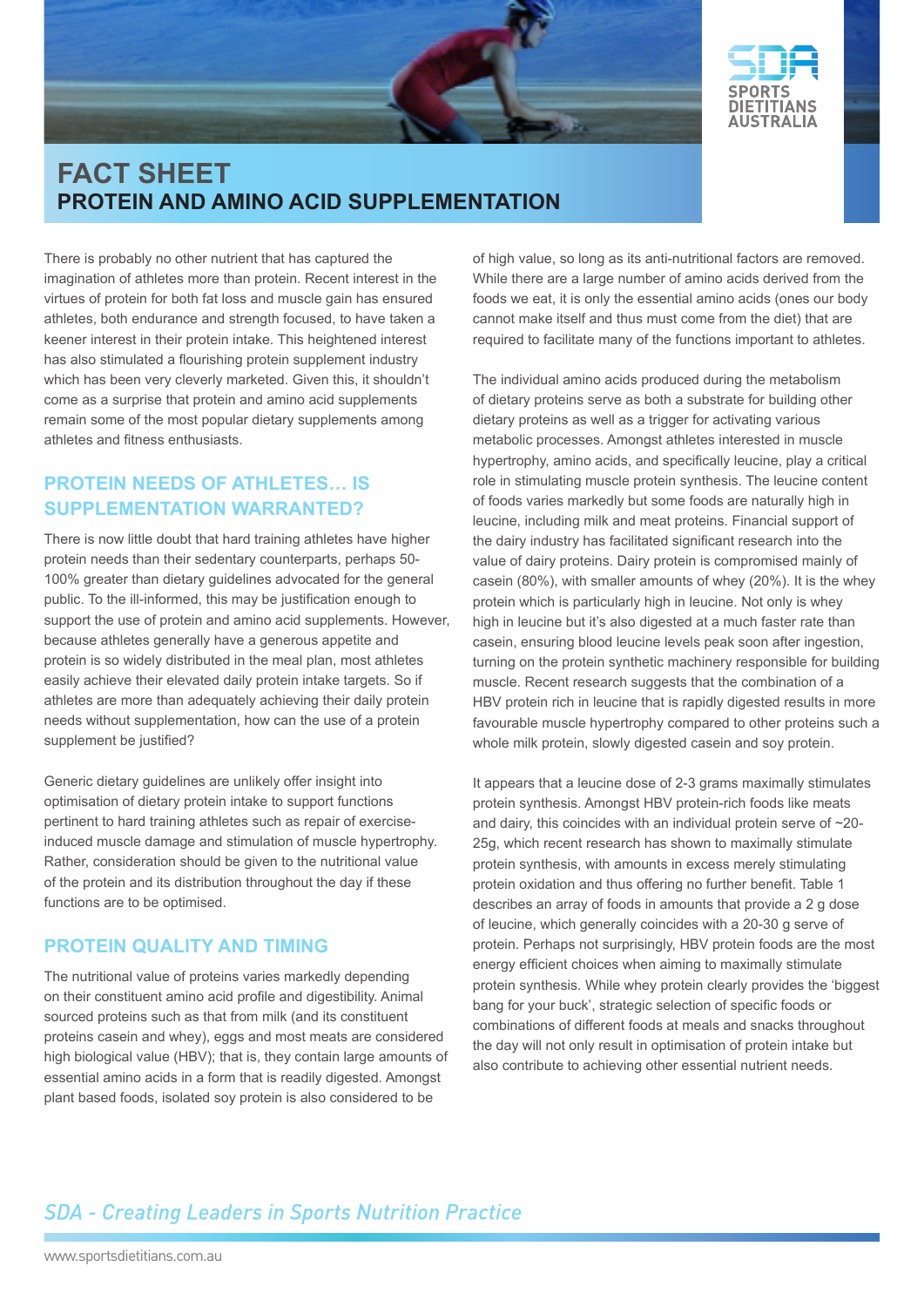# FACT SHEET

## PROTEIN AND AMINO ACID SUPPLEMENTATION

There is probably no other nutrient that has captured the imagination of athletes more than protein. Recent interest in the virtues of protein for both fat loss and muscle gain has ensured athletes, both endurance and strength focused, to have taken a keener interest in their protein intake. This heightened interest has also stimulated a flourishing protein supplement industry which has been very cleverly marketed. Given this, it shouldn't come as a surprise that protein and amino acid supplements remain some of the most popular dietary supplements among athletes and fitness enthusiasts.

### PROTEIN NEEDS OF ATHLETES… IS SUPPLEMENTATION WARRANTED?

There is now little doubt that hard training athletes have higher protein needs than their sedentary counterparts, perhaps 50-100% greater than dietary guidelines advocated for the general public. To the ill-informed, this may be justification enough to support the use of protein and amino acid supplements. However, because athletes generally have a generous appetite and protein is so widely distributed in the meal plan, most athletes easily achieve their elevated daily protein intake targets. So if athletes are more than adequately achieving their daily protein needs without supplementation, how can the use of a protein supplement be justified?

Generic dietary guidelines are unlikely offer insight into optimisation of dietary protein intake to support functions pertinent to hard training athletes such as repair of exercise-induced muscle damage and stimulation of muscle hypertrophy. Rather, consideration should be given to the nutritional value of the protein and its distribution throughout the day if these functions are to be optimised.

### PROTEIN QUALITY AND TIMING

The nutritional value of proteins varies markedly depending on their constituent amino acid profile and digestibility. Animal sourced proteins such as that from milk (and its constituent proteins casein and whey), eggs and most meats are considered high biological value (HBV); that is, they contain large amounts of essential amino acids in a form that is readily digested. Amongst plant based foods, isolated soy protein is also considered to be of high value, so long as its anti-nutritional factors are removed. While there are a large number of amino acids derived from the foods we eat, it is only the essential amino acids (ones our body cannot make itself and thus must come from the diet) that are required to facilitate many of the functions important to athletes.

The individual amino acids produced during the metabolism of dietary proteins serve as both a substrate for building other dietary proteins as well as a trigger for activating various metabolic processes. Amongst athletes interested in muscle hypertrophy, amino acids, and specifically leucine, play a critical role in stimulating muscle protein synthesis. The leucine content of foods varies markedly but some foods are naturally high in leucine, including milk and meat proteins. Financial support of the dairy industry has facilitated significant research into the value of dairy proteins. Dairy protein is compromised mainly of casein (80%), with smaller amounts of whey (20%). It is the whey protein which is particularly high in leucine. Not only is whey high in leucine but it's also digested at a much faster rate than casein, ensuring blood leucine levels peak soon after ingestion, turning on the protein synthetic machinery responsible for building muscle. Recent research suggests that the combination of a HBV protein rich in leucine that is rapidly digested results in more favourable muscle hypertrophy compared to other proteins such a whole milk protein, slowly digested casein and soy protein.

It appears that a leucine dose of 2-3 grams maximally stimulates protein synthesis. Amongst HBV protein-rich foods like meats and dairy, this coincides with an individual protein serve of ~20-25g, which recent research has shown to maximally stimulate protein synthesis, with amounts in excess merely stimulating protein oxidation and thus offering no further benefit. Table 1 describes an array of foods in amounts that provide a 2 g dose of leucine, which generally coincides with a 20-30 g serve of protein. Perhaps not surprisingly, HBV protein foods are the most energy efficient choices when aiming to maximally stimulate protein synthesis. While whey protein clearly provides the 'biggest bang for your buck', strategic selection of specific foods or combinations of different foods at meals and snacks throughout the day will not only result in optimisation of protein intake but also contribute to achieving other essential nutrient needs.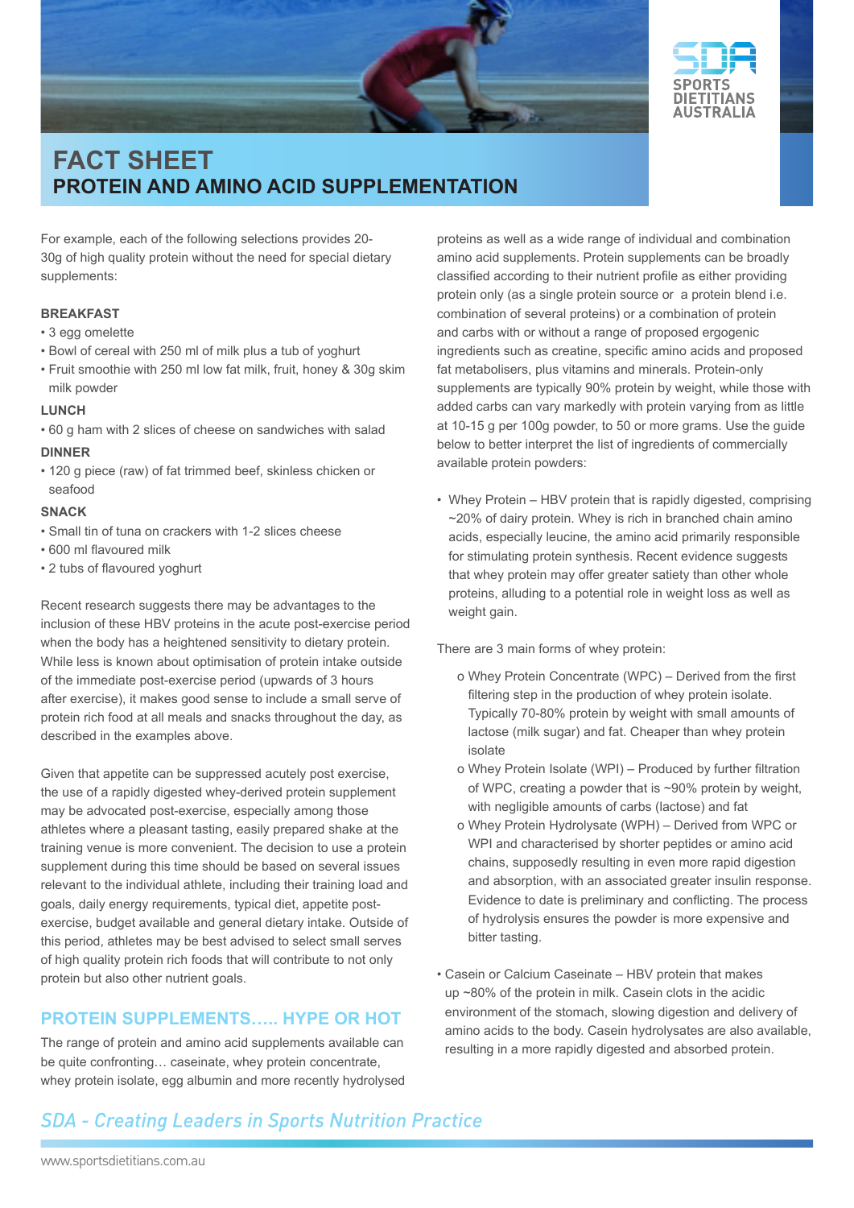# FACT SHEET
## PROTEIN AND AMINO ACID SUPPLEMENTATION

For example, each of the following selections provides 20-30g of high quality protein without the need for special dietary supplements:

**BREAKFAST**

- 3 egg omelette
- Bowl of cereal with 250 ml of milk plus a tub of yoghurt
- Fruit smoothie with 250 ml low fat milk, fruit, honey & 30g skim milk powder

**LUNCH**

- 60 g ham with 2 slices of cheese on sandwiches with salad

**DINNER**

- 120 g piece (raw) of fat trimmed beef, skinless chicken or seafood

**SNACK**

- Small tin of tuna on crackers with 1-2 slices cheese
- 600 ml flavoured milk
- 2 tubs of flavoured yoghurt

Recent research suggests there may be advantages to the inclusion of these HBV proteins in the acute post-exercise period when the body has a heightened sensitivity to dietary protein. While less is known about optimisation of protein intake outside of the immediate post-exercise period (upwards of 3 hours after exercise), it makes good sense to include a small serve of protein rich food at all meals and snacks throughout the day, as described in the examples above.

Given that appetite can be suppressed acutely post exercise, the use of a rapidly digested whey-derived protein supplement may be advocated post-exercise, especially among those athletes where a pleasant tasting, easily prepared shake at the training venue is more convenient. The decision to use a protein supplement during this time should be based on several issues relevant to the individual athlete, including their training load and goals, daily energy requirements, typical diet, appetite post-exercise, budget available and general dietary intake. Outside of this period, athletes may be best advised to select small serves of high quality protein rich foods that will contribute to not only protein but also other nutrient goals.

## PROTEIN SUPPLEMENTS….. HYPE OR HOT

The range of protein and amino acid supplements available can be quite confronting… caseinate, whey protein concentrate, whey protein isolate, egg albumin and more recently hydrolysed proteins as well as a wide range of individual and combination amino acid supplements. Protein supplements can be broadly classified according to their nutrient profile as either providing protein only (as a single protein source or a protein blend i.e. combination of several proteins) or a combination of protein and carbs with or without a range of proposed ergogenic ingredients such as creatine, specific amino acids and proposed fat metabolisers, plus vitamins and minerals. Protein-only supplements are typically 90% protein by weight, while those with added carbs can vary markedly with protein varying from as little at 10-15 g per 100g powder, to 50 or more grams. Use the guide below to better interpret the list of ingredients of commercially available protein powders:

- Whey Protein – HBV protein that is rapidly digested, comprising ~20% of dairy protein. Whey is rich in branched chain amino acids, especially leucine, the amino acid primarily responsible for stimulating protein synthesis. Recent evidence suggests that whey protein may offer greater satiety than other whole proteins, alluding to a potential role in weight loss as well as weight gain.

There are 3 main forms of whey protein:

- Whey Protein Concentrate (WPC) – Derived from the first filtering step in the production of whey protein isolate. Typically 70-80% protein by weight with small amounts of lactose (milk sugar) and fat. Cheaper than whey protein isolate
- Whey Protein Isolate (WPI) – Produced by further filtration of WPC, creating a powder that is ~90% protein by weight, with negligible amounts of carbs (lactose) and fat
- Whey Protein Hydrolysate (WPH) – Derived from WPC or WPI and characterised by shorter peptides or amino acid chains, supposedly resulting in even more rapid digestion and absorption, with an associated greater insulin response. Evidence to date is preliminary and conflicting. The process of hydrolysis ensures the powder is more expensive and bitter tasting.

- Casein or Calcium Caseinate – HBV protein that makes up ~80% of the protein in milk. Casein clots in the acidic environment of the stomach, slowing digestion and delivery of amino acids to the body. Casein hydrolysates are also available, resulting in a more rapidly digested and absorbed protein.

*SDA - Creating Leaders in Sports Nutrition Practice*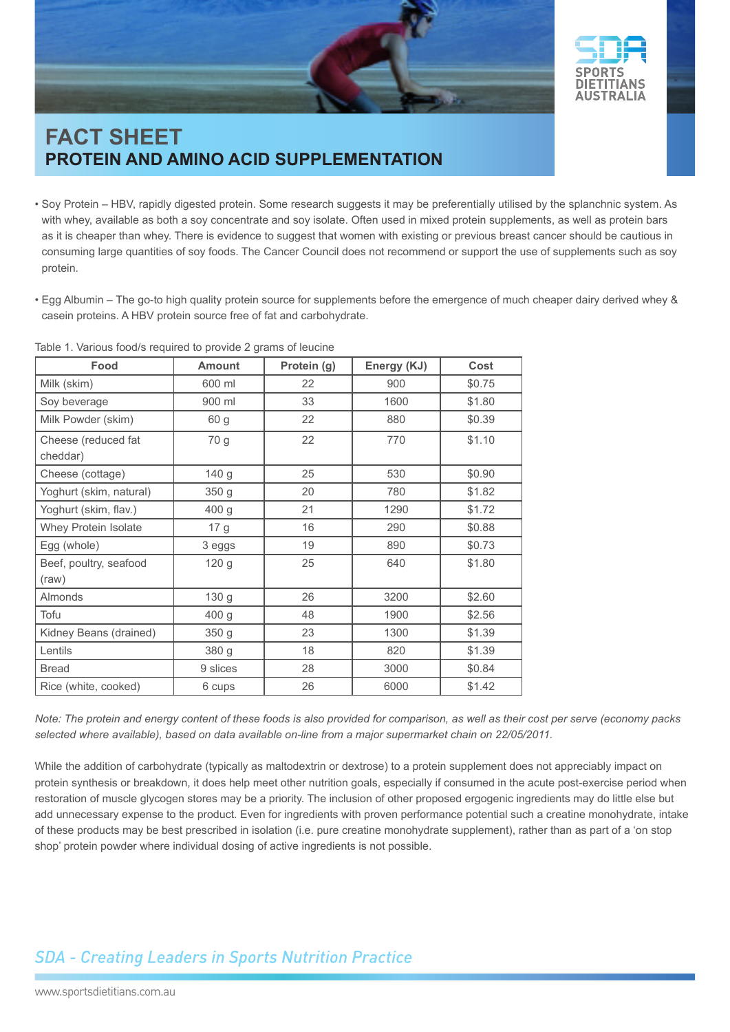# FACT SHEET

## PROTEIN AND AMINO ACID SUPPLEMENTATION

- Soy Protein – HBV, rapidly digested protein. Some research suggests it may be preferentially utilised by the splanchnic system. As with whey, available as both a soy concentrate and soy isolate. Often used in mixed protein supplements, as well as protein bars as it is cheaper than whey. There is evidence to suggest that women with existing or previous breast cancer should be cautious in consuming large quantities of soy foods. The Cancer Council does not recommend or support the use of supplements such as soy protein.

- Egg Albumin – The go-to high quality protein source for supplements before the emergence of much cheaper dairy derived whey & casein proteins. A HBV protein source free of fat and carbohydrate.

Table 1. Various food/s required to provide 2 grams of leucine

| Food | Amount | Protein (g) | Energy (KJ) | Cost |
|---|---|---|---|---|
| Milk (skim) | 600 ml | 22 | 900 | $0.75 |
| Soy beverage | 900 ml | 33 | 1600 | $1.80 |
| Milk Powder (skim) | 60 g | 22 | 880 | $0.39 |
| Cheese (reduced fat cheddar) | 70 g | 22 | 770 | $1.10 |
| Cheese (cottage) | 140 g | 25 | 530 | $0.90 |
| Yoghurt (skim, natural) | 350 g | 20 | 780 | $1.82 |
| Yoghurt (skim, flav.) | 400 g | 21 | 1290 | $1.72 |
| Whey Protein Isolate | 17 g | 16 | 290 | $0.88 |
| Egg (whole) | 3 eggs | 19 | 890 | $0.73 |
| Beef, poultry, seafood (raw) | 120 g | 25 | 640 | $1.80 |
| Almonds | 130 g | 26 | 3200 | $2.60 |
| Tofu | 400 g | 48 | 1900 | $2.56 |
| Kidney Beans (drained) | 350 g | 23 | 1300 | $1.39 |
| Lentils | 380 g | 18 | 820 | $1.39 |
| Bread | 9 slices | 28 | 3000 | $0.84 |
| Rice (white, cooked) | 6 cups | 26 | 6000 | $1.42 |

*Note: The protein and energy content of these foods is also provided for comparison, as well as their cost per serve (economy packs selected where available), based on data available on-line from a major supermarket chain on 22/05/2011.*

While the addition of carbohydrate (typically as maltodextrin or dextrose) to a protein supplement does not appreciably impact on protein synthesis or breakdown, it does help meet other nutrition goals, especially if consumed in the acute post-exercise period when restoration of muscle glycogen stores may be a priority. The inclusion of other proposed ergogenic ingredients may do little else but add unnecessary expense to the product. Even for ingredients with proven performance potential such a creatine monohydrate, intake of these products may be best prescribed in isolation (i.e. pure creatine monohydrate supplement), rather than as part of a 'on stop shop' protein powder where individual dosing of active ingredients is not possible.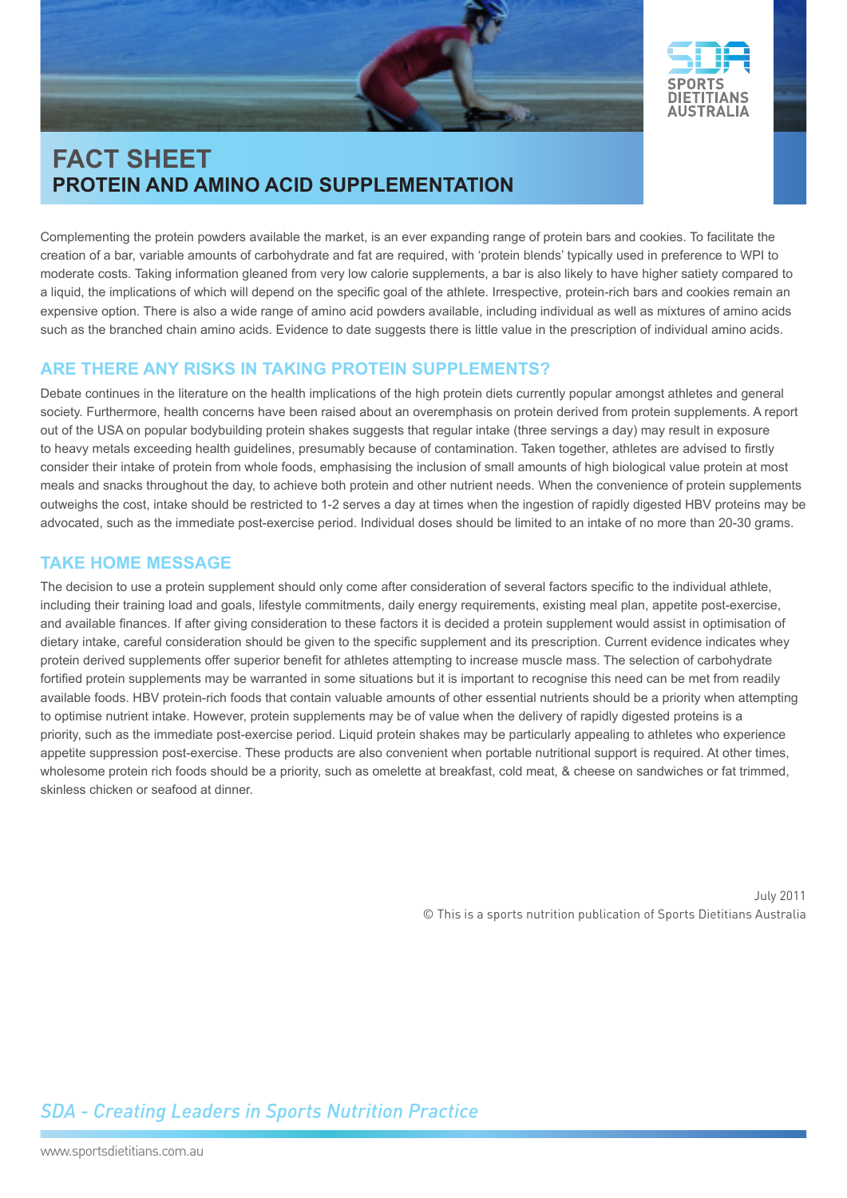# FACT SHEET
## PROTEIN AND AMINO ACID SUPPLEMENTATION

Complementing the protein powders available the market, is an ever expanding range of protein bars and cookies. To facilitate the creation of a bar, variable amounts of carbohydrate and fat are required, with 'protein blends' typically used in preference to WPI to moderate costs. Taking information gleaned from very low calorie supplements, a bar is also likely to have higher satiety compared to a liquid, the implications of which will depend on the specific goal of the athlete. Irrespective, protein-rich bars and cookies remain an expensive option. There is also a wide range of amino acid powders available, including individual as well as mixtures of amino acids such as the branched chain amino acids. Evidence to date suggests there is little value in the prescription of individual amino acids.

## ARE THERE ANY RISKS IN TAKING PROTEIN SUPPLEMENTS?

Debate continues in the literature on the health implications of the high protein diets currently popular amongst athletes and general society. Furthermore, health concerns have been raised about an overemphasis on protein derived from protein supplements. A report out of the USA on popular bodybuilding protein shakes suggests that regular intake (three servings a day) may result in exposure to heavy metals exceeding health guidelines, presumably because of contamination. Taken together, athletes are advised to firstly consider their intake of protein from whole foods, emphasising the inclusion of small amounts of high biological value protein at most meals and snacks throughout the day, to achieve both protein and other nutrient needs. When the convenience of protein supplements outweighs the cost, intake should be restricted to 1-2 serves a day at times when the ingestion of rapidly digested HBV proteins may be advocated, such as the immediate post-exercise period. Individual doses should be limited to an intake of no more than 20-30 grams.

## TAKE HOME MESSAGE

The decision to use a protein supplement should only come after consideration of several factors specific to the individual athlete, including their training load and goals, lifestyle commitments, daily energy requirements, existing meal plan, appetite post-exercise, and available finances. If after giving consideration to these factors it is decided a protein supplement would assist in optimisation of dietary intake, careful consideration should be given to the specific supplement and its prescription. Current evidence indicates whey protein derived supplements offer superior benefit for athletes attempting to increase muscle mass. The selection of carbohydrate fortified protein supplements may be warranted in some situations but it is important to recognise this need can be met from readily available foods. HBV protein-rich foods that contain valuable amounts of other essential nutrients should be a priority when attempting to optimise nutrient intake. However, protein supplements may be of value when the delivery of rapidly digested proteins is a priority, such as the immediate post-exercise period. Liquid protein shakes may be particularly appealing to athletes who experience appetite suppression post-exercise. These products are also convenient when portable nutritional support is required. At other times, wholesome protein rich foods should be a priority, such as omelette at breakfast, cold meat, & cheese on sandwiches or fat trimmed, skinless chicken or seafood at dinner.

July 2011

© This is a sports nutrition publication of Sports Dietitians Australia